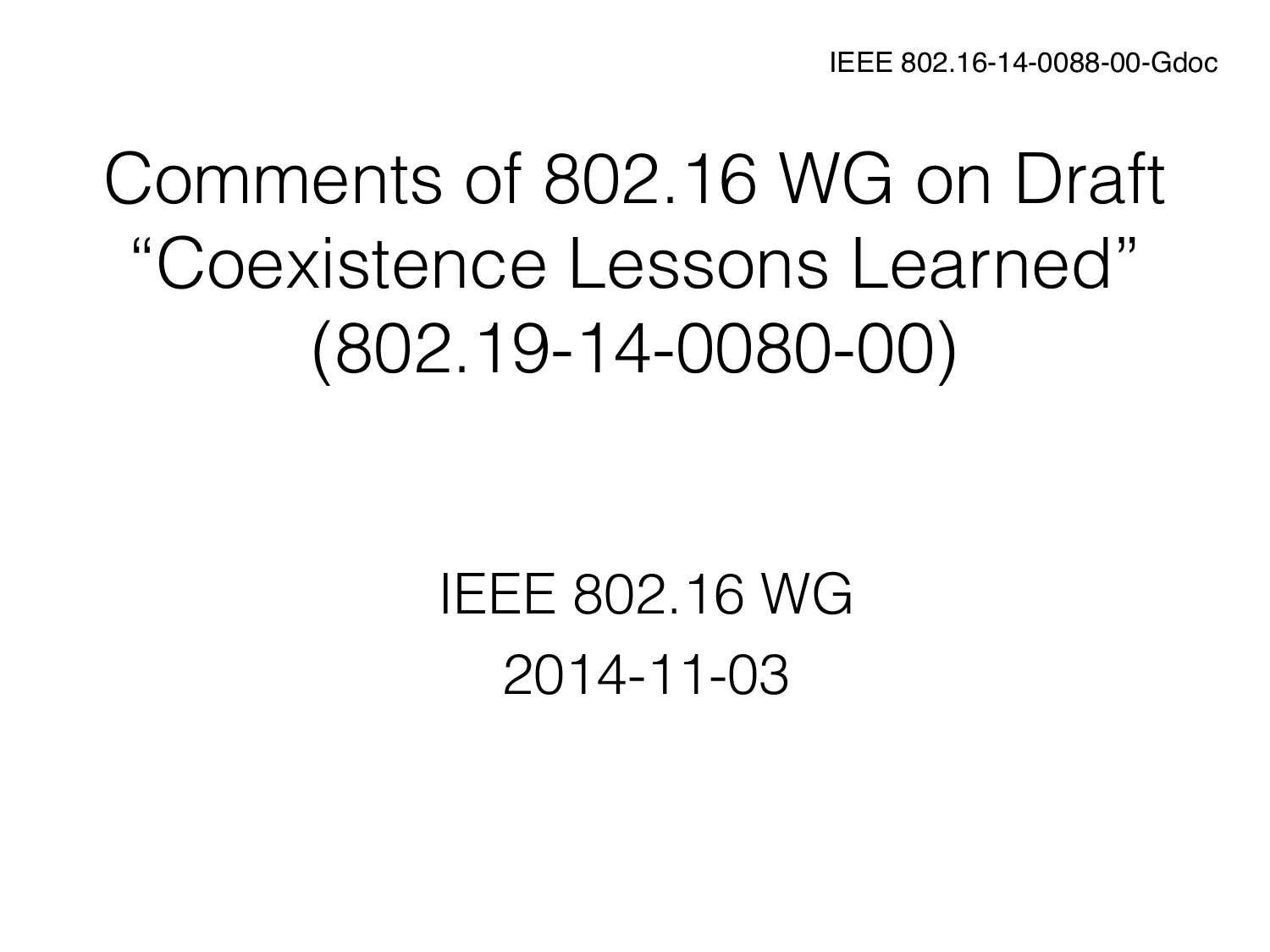IEEE 802.16-14-0088-00-Gdoc

# Comments of 802.16 WG on Draft “Coexistence Lessons Learned” (802.19-14-0080-00)

IEEE 802.16 WG

2014-11-03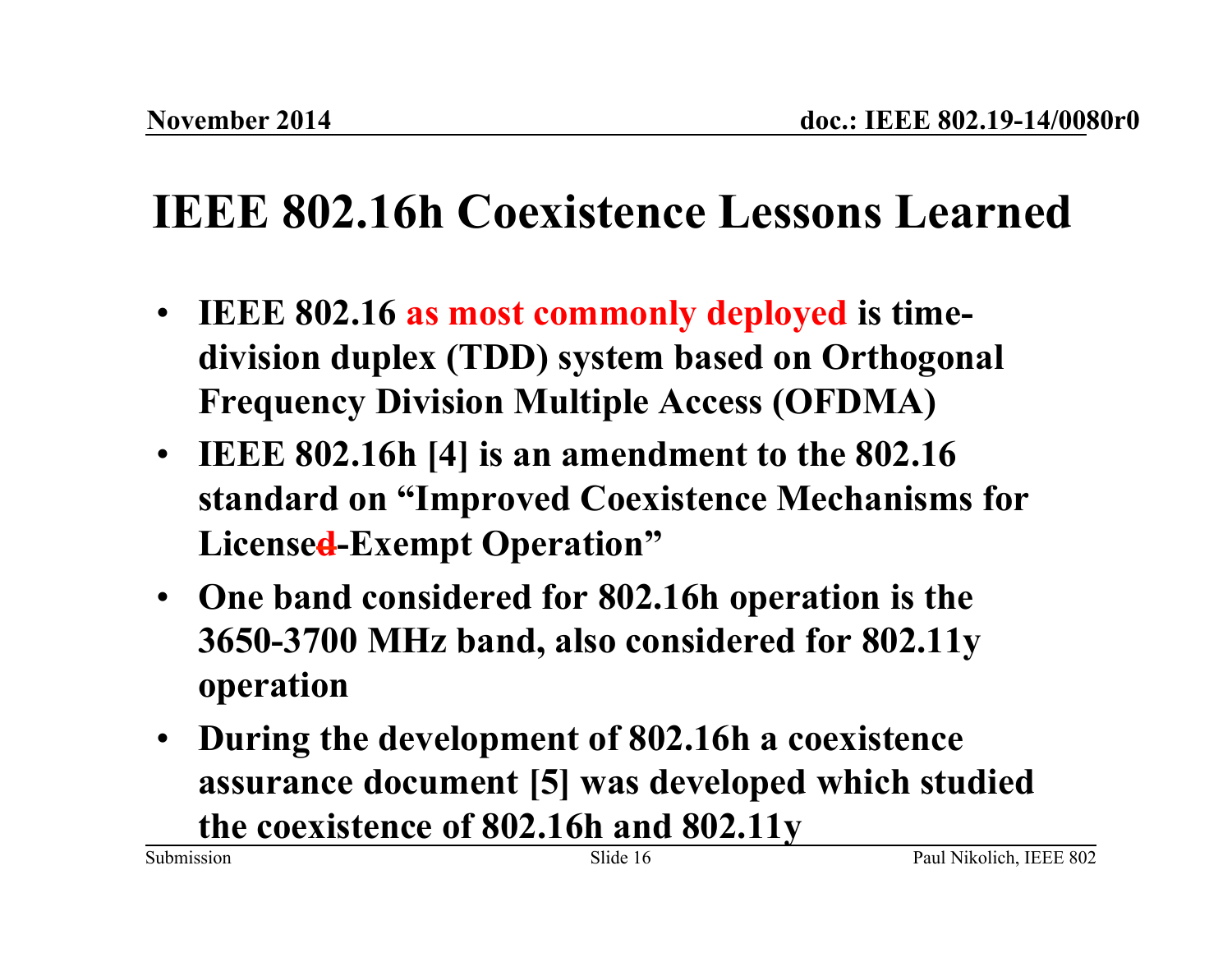# IEEE 802.16h Coexistence Lessons Learned

- **IEEE 802.16 as most commonly deployed is time-division duplex (TDD) system based on Orthogonal Frequency Division Multiple Access (OFDMA)**
- **IEEE 802.16h [4] is an amendment to the 802.16 standard on "Improved Coexistence Mechanisms for Licensed-Exempt Operation"**
- **One band considered for 802.16h operation is the 3650-3700 MHz band, also considered for 802.11y operation**
- **During the development of 802.16h a coexistence assurance document [5] was developed which studied the coexistence of 802.16h and 802.11y**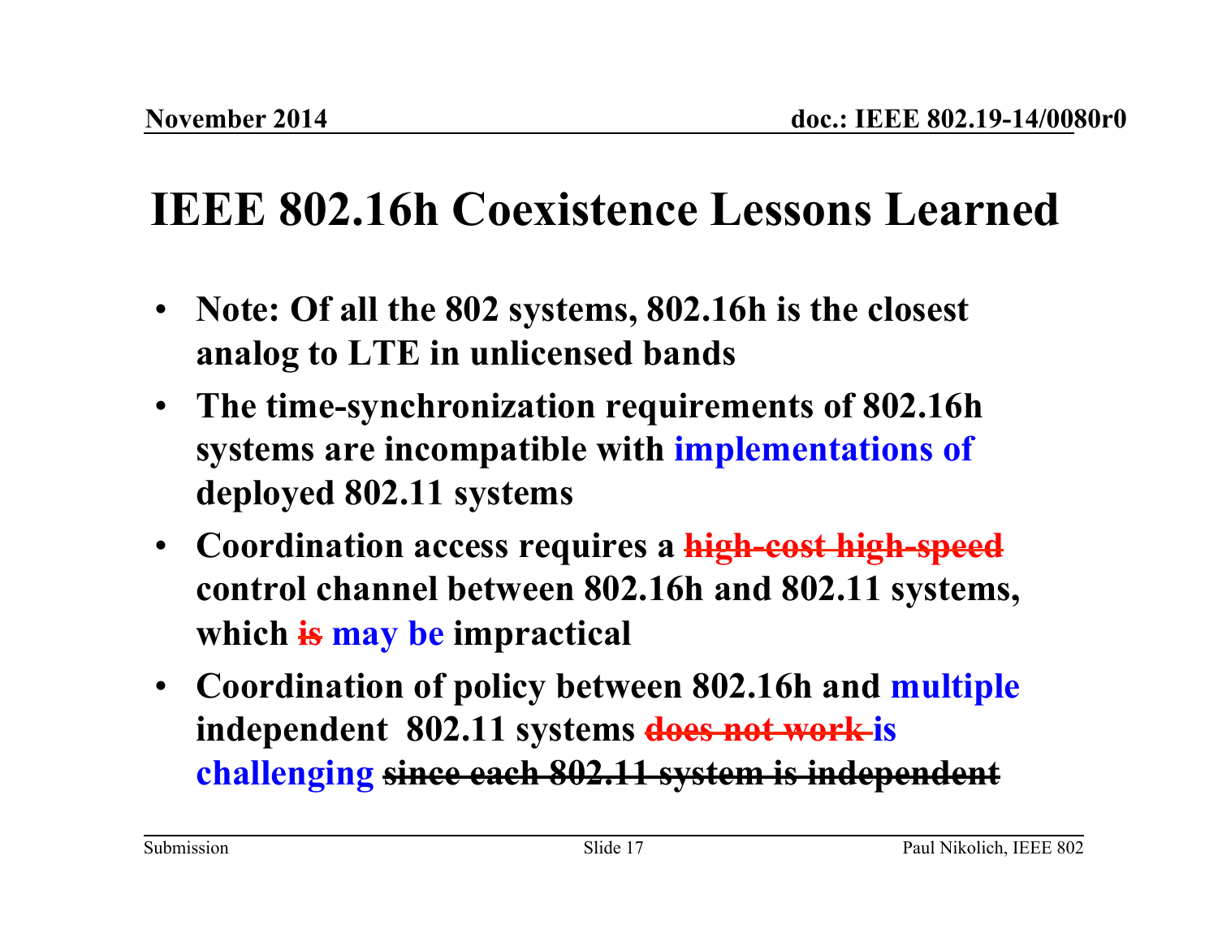# IEEE 802.16h Coexistence Lessons Learned

- **Note: Of all the 802 systems, 802.16h is the closest analog to LTE in unlicensed bands**
- **The time-synchronization requirements of 802.16h systems are incompatible with implementations of deployed 802.11 systems**
- **Coordination access requires a ~~high-cost high-speed~~ control channel between 802.16h and 802.11 systems, which ~~is~~ may be impractical**
- **Coordination of policy between 802.16h and multiple independent 802.11 systems ~~does not work~~ is challenging ~~since each 802.11 system is independent~~**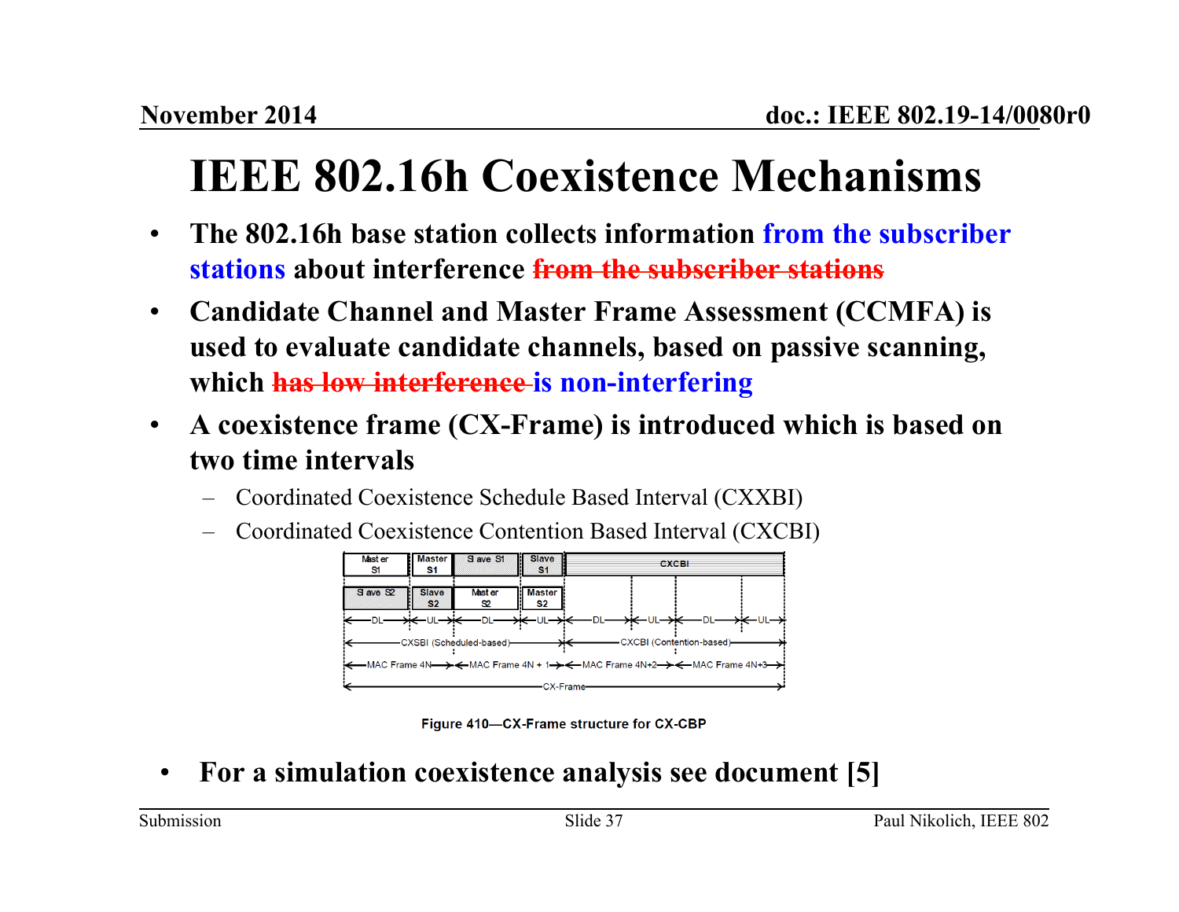# IEEE 802.16h Coexistence Mechanisms

- **The 802.16h base station collects information from the subscriber stations about interference ~~from the subscriber stations~~**
- **Candidate Channel and Master Frame Assessment (CCMFA) is used to evaluate candidate channels, based on passive scanning, which ~~has low interference~~ is non-interfering**
- **A coexistence frame (CX-Frame) is introduced which is based on two time intervals**
  - Coordinated Coexistence Schedule Based Interval (CXXBI)
  - Coordinated Coexistence Contention Based Interval (CXCBI)

| Master S1 | Master S1 | Slave S1 | Slave S1 | CXCBI | | | |
|---|---|---|---|---|---|---|---|
| Slave S2 | Slave S2 | Master S2 | Master S2 | | | | |
| DL | UL | DL | UL | DL | UL | DL | UL |
| CXSBI (Scheduled-based) | | | | CXCBI (Contention-based) | | | |
| MAC Frame 4N | | MAC Frame 4N + 1 | | MAC Frame 4N+2 | | MAC Frame 4N+3 | |
| CX-Frame | | | | | | | |

Figure 410—CX-Frame structure for CX-CBP

- **For a simulation coexistence analysis see document [5]**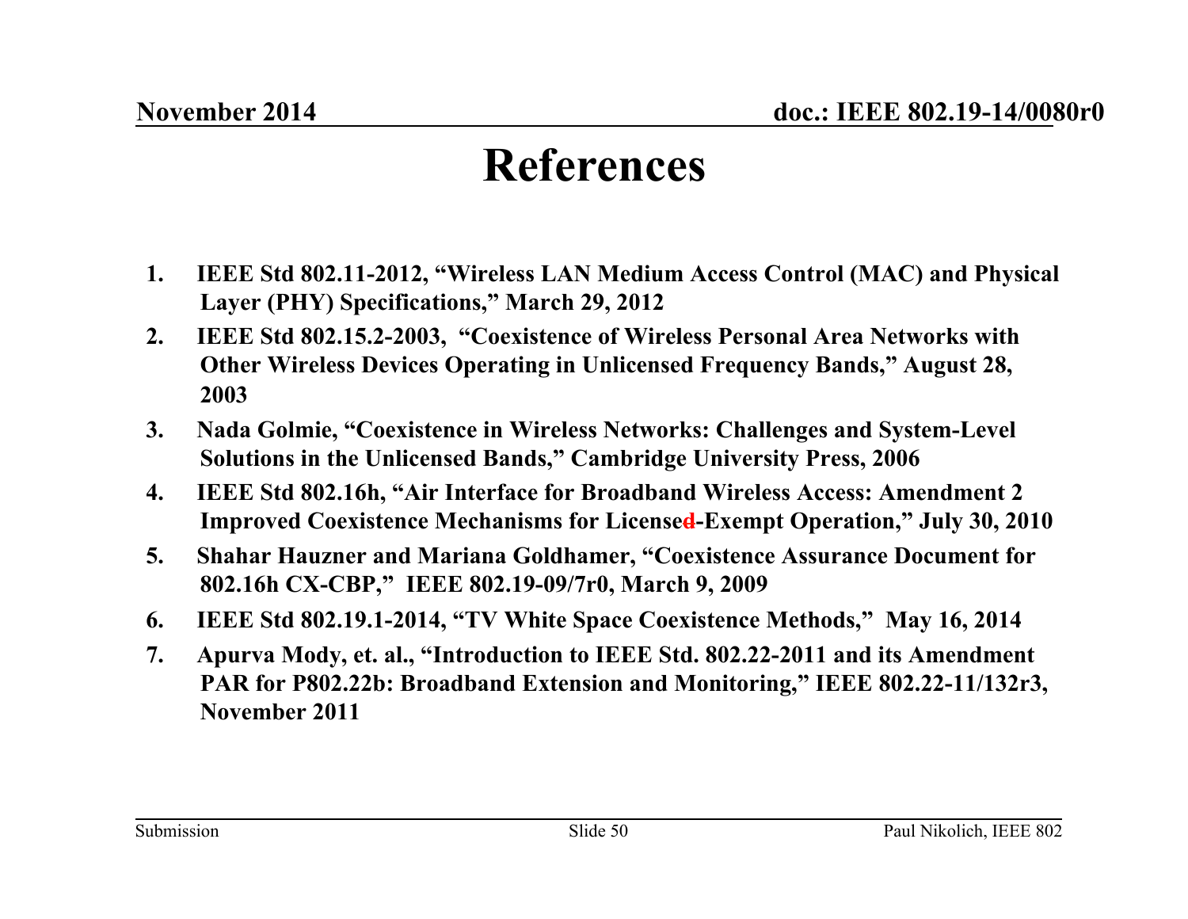# References

1. IEEE Std 802.11-2012, "Wireless LAN Medium Access Control (MAC) and Physical Layer (PHY) Specifications," March 29, 2012
2. IEEE Std 802.15.2-2003, "Coexistence of Wireless Personal Area Networks with Other Wireless Devices Operating in Unlicensed Frequency Bands," August 28, 2003
3. Nada Golmie, "Coexistence in Wireless Networks: Challenges and System-Level Solutions in the Unlicensed Bands," Cambridge University Press, 2006
4. IEEE Std 802.16h, "Air Interface for Broadband Wireless Access: Amendment 2 Improved Coexistence Mechanisms for Licensed-Exempt Operation," July 30, 2010
5. Shahar Hauzner and Mariana Goldhamer, "Coexistence Assurance Document for 802.16h CX-CBP," IEEE 802.19-09/7r0, March 9, 2009
6. IEEE Std 802.19.1-2014, "TV White Space Coexistence Methods," May 16, 2014
7. Apurva Mody, et. al., "Introduction to IEEE Std. 802.22-2011 and its Amendment PAR for P802.22b: Broadband Extension and Monitoring," IEEE 802.22-11/132r3, November 2011